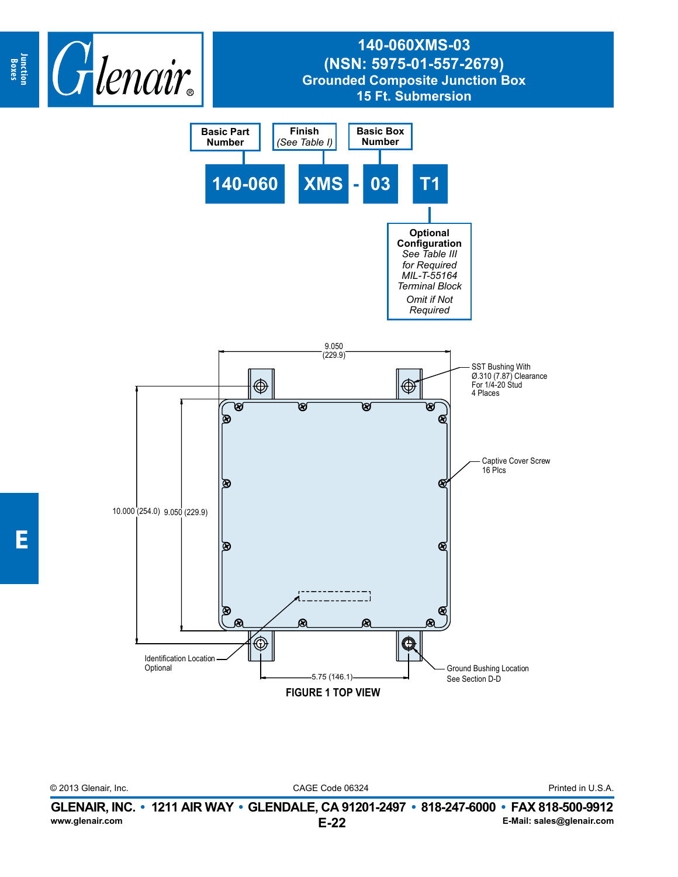# 140-060XMS-03
## (NSN: 5975-01-557-2679)
## Grounded Composite Junction Box
## 15 Ft. Submersion

| Basic Part Number | Finish (See Table I) | | Basic Box Number | Optional Configuration |
|---|---|---|---|---|
| 140-060 | XMS | - | 03 | T1 |

**Optional Configuration**
*See Table III for Required MIL-T-55164 Terminal Block*
*Omit if Not Required*

9.050 (229.9)

SST Bushing With Ø.310 (7.87) Clearance For 1/4-20 Stud 4 Places

Captive Cover Screw 16 Plcs

10.000 (254.0) 9.050 (229.9)

Identification Location Optional

5.75 (146.1)

Ground Bushing Location See Section D-D

**FIGURE 1 TOP VIEW**

© 2013 Glenair, Inc. CAGE Code 06324 Printed in U.S.A.

**GLENAIR, INC. • 1211 AIR WAY • GLENDALE, CA 91201-2497 • 818-247-6000 • FAX 818-500-9912**

www.glenair.com E-Mail: sales@glenair.com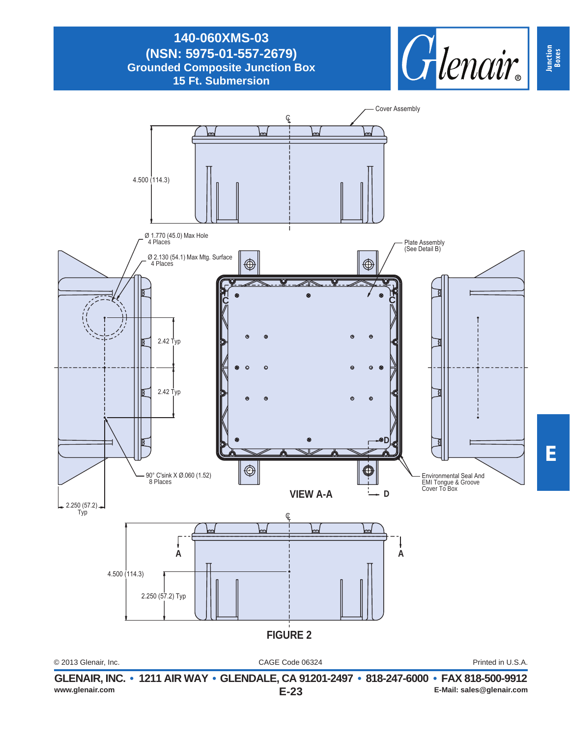# 140-060XMS-03
## (NSN: 5975-01-557-2679)
## Grounded Composite Junction Box
## 15 Ft. Submersion

Cover Assembly

4.500 (114.3)

Ø 1.770 (45.0) Max Hole
4 Places

Ø 2.130 (54.1) Max Mtg. Surface
4 Places

Plate Assembly
(See Detail B)

2.42 Typ

2.42 Typ

C

C

D

90° C'sink X Ø.060 (1.52)
8 Places

Environmental Seal And
EMI Tongue & Groove
Cover To Box

**VIEW A-A**

D

2.250 (57.2)
Typ

A

A

4.500 (114.3)

2.250 (57.2) Typ

**FIGURE 2**

© 2013 Glenair, Inc. CAGE Code 06324 Printed in U.S.A.

**GLENAIR, INC. • 1211 AIR WAY • GLENDALE, CA 91201-2497 • 818-247-6000 • FAX 818-500-9912**

www.glenair.com E-Mail: sales@glenair.com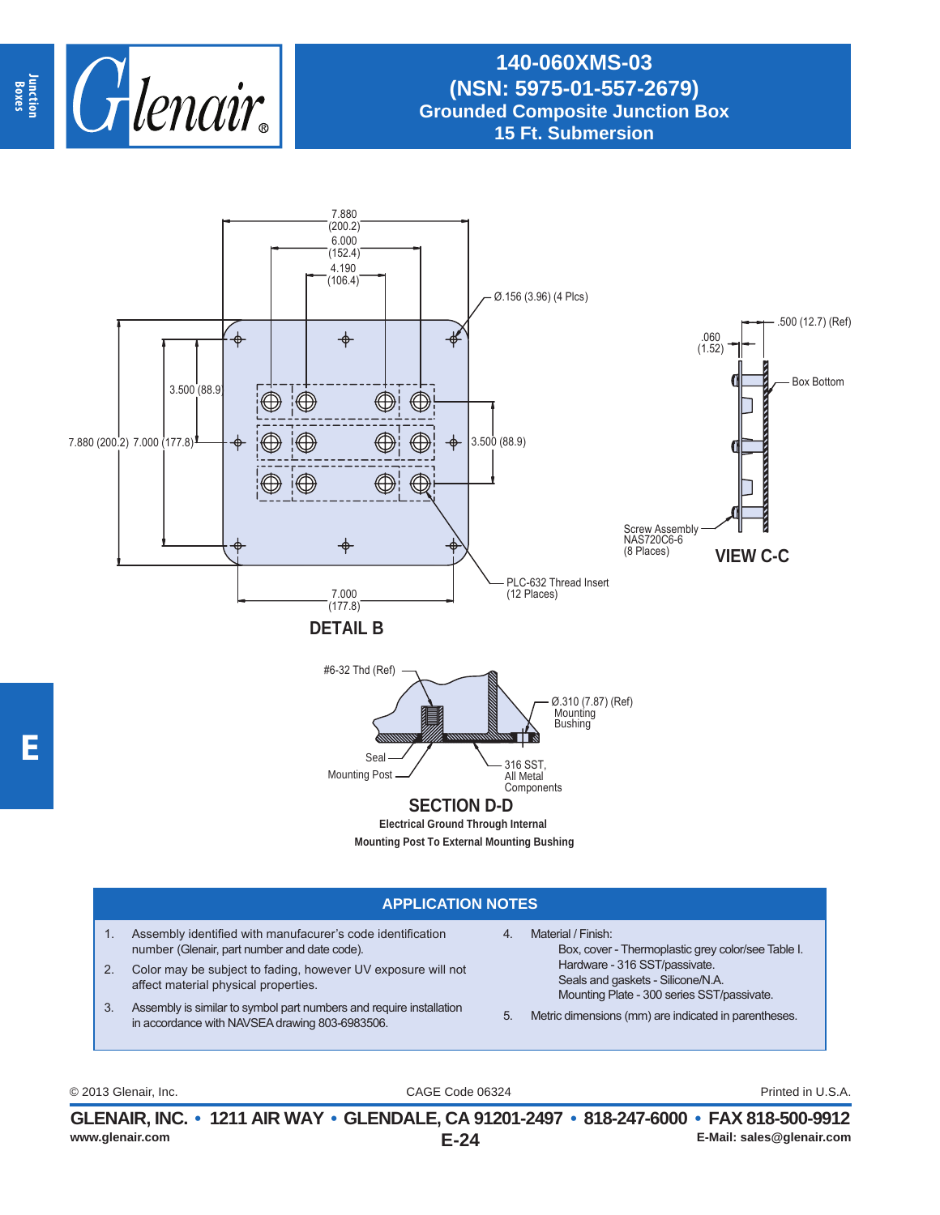# 140-060XMS-03
## (NSN: 5975-01-557-2679)
## Grounded Composite Junction Box
## 15 Ft. Submersion

7.880 (200.2)
6.000 (152.4)
4.190 (106.4)
Ø.156 (3.96) (4 Plcs)
3.500 (88.9)
7.880 (200.2) 7.000 (177.8)
3.500 (88.9)
7.000 (177.8)
PLC-632 Thread Insert (12 Places)

**DETAIL B**

.500 (12.7) (Ref)
.060 (1.52)
Box Bottom
Screw Assembly NAS720C6-6 (8 Places)

**VIEW C-C**

#6-32 Thd (Ref)
Ø.310 (7.87) (Ref) Mounting Bushing
Seal
Mounting Post
316 SST, All Metal Components

**SECTION D-D**

**Electrical Ground Through Internal Mounting Post To External Mounting Bushing**

## APPLICATION NOTES

1. Assembly identified with manufacurer's code identification number (Glenair, part number and date code).
2. Color may be subject to fading, however UV exposure will not affect material physical properties.
3. Assembly is similar to symbol part numbers and require installation in accordance with NAVSEA drawing 803-6983506.
4. Material / Finish:
   Box, cover - Thermoplastic grey color/see Table I.
   Hardware - 316 SST/passivate.
   Seals and gaskets - Silicone/N.A.
   Mounting Plate - 300 series SST/passivate.
5. Metric dimensions (mm) are indicated in parentheses.

© 2013 Glenair, Inc. CAGE Code 06324 Printed in U.S.A.

**GLENAIR, INC. • 1211 AIR WAY • GLENDALE, CA 91201-2497 • 818-247-6000 • FAX 818-500-9912**
www.glenair.com E-Mail: sales@glenair.com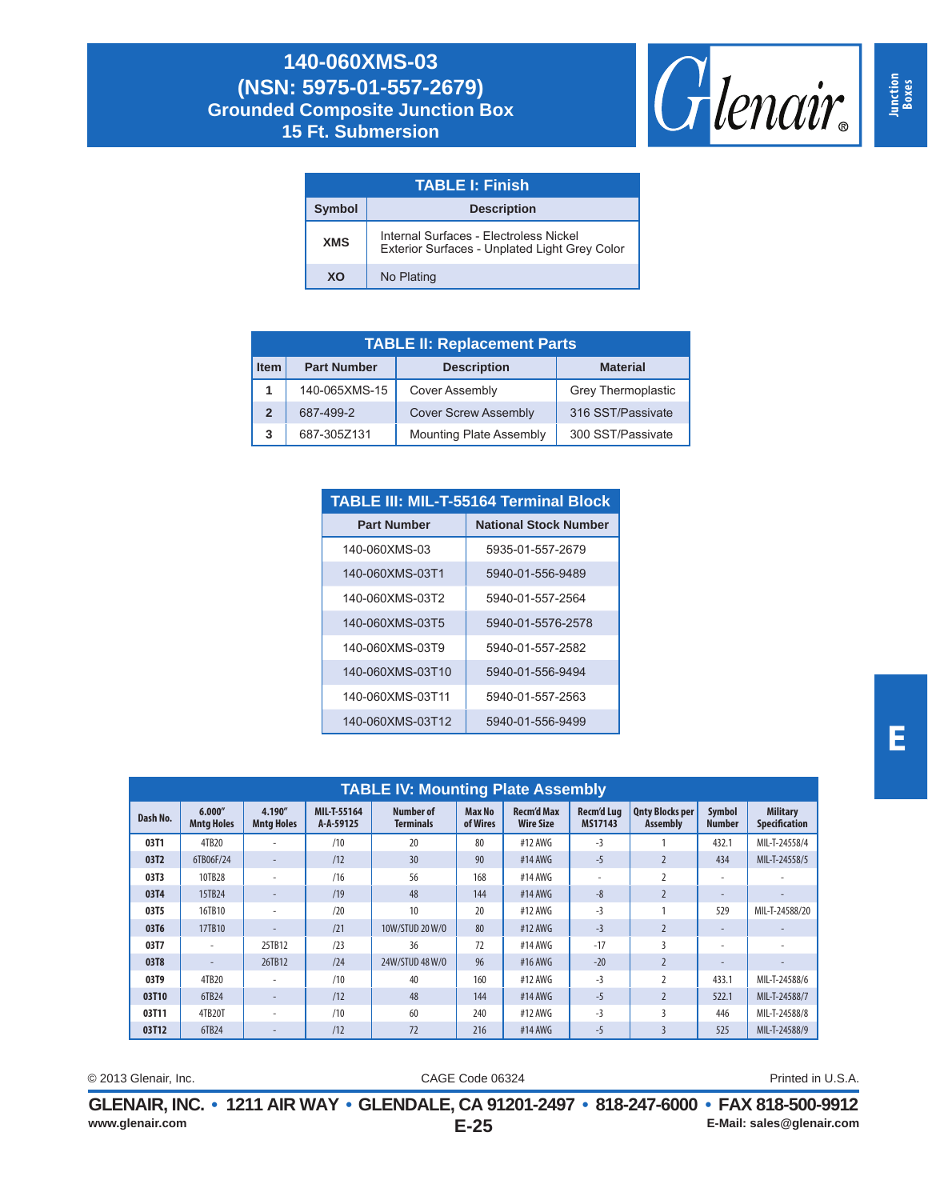# 140-060XMS-03
# (NSN: 5975-01-557-2679)
## Grounded Composite Junction Box
## 15 Ft. Submersion

| TABLE I: Finish | |
|---|---|
| **Symbol** | **Description** |
| **XMS** | Internal Surfaces - Electroless Nickel<br>Exterior Surfaces - Unplated Light Grey Color |
| **XO** | No Plating |

| TABLE II: Replacement Parts | | | |
|---|---|---|---|
| **Item** | **Part Number** | **Description** | **Material** |
| **1** | 140-065XMS-15 | Cover Assembly | Grey Thermoplastic |
| **2** | 687-499-2 | Cover Screw Assembly | 316 SST/Passivate |
| **3** | 687-305Z131 | Mounting Plate Assembly | 300 SST/Passivate |

| TABLE III: MIL-T-55164 Terminal Block | |
|---|---|
| **Part Number** | **National Stock Number** |
| 140-060XMS-03 | 5935-01-557-2679 |
| 140-060XMS-03T1 | 5940-01-556-9489 |
| 140-060XMS-03T2 | 5940-01-557-2564 |
| 140-060XMS-03T5 | 5940-01-5576-2578 |
| 140-060XMS-03T9 | 5940-01-557-2582 |
| 140-060XMS-03T10 | 5940-01-556-9494 |
| 140-060XMS-03T11 | 5940-01-557-2563 |
| 140-060XMS-03T12 | 5940-01-556-9499 |

**TABLE IV: Mounting Plate Assembly**

| Dash No. | 6.000" Mntg Holes | 4.190" Mntg Holes | MIL-T-55164 A-A-59125 | Number of Terminals | Max No of Wires | Recm'd Max Wire Size | Recm'd Lug MS17143 | Qnty Blocks per Assembly | Symbol Number | Military Specification |
|---|---|---|---|---|---|---|---|---|---|---|
| **03T1** | 4TB20 | - | /10 | 20 | 80 | #12 AWG | -3 | 1 | 432.1 | MIL-T-24558/4 |
| **03T2** | 6TB06F/24 | - | /12 | 30 | 90 | #14 AWG | -5 | 2 | 434 | MIL-T-24558/5 |
| **03T3** | 10TB28 | - | /16 | 56 | 168 | #14 AWG | - | 2 | - | - |
| **03T4** | 15TB24 | - | /19 | 48 | 144 | #14 AWG | -8 | 2 | - | - |
| **03T5** | 16TB10 | - | /20 | 10 | 20 | #12 AWG | -3 | 1 | 529 | MIL-T-24588/20 |
| **03T6** | 17TB10 | - | /21 | 10W/STUD 20 W/O | 80 | #12 AWG | -3 | 2 | - | - |
| **03T7** | - | 25TB12 | /23 | 36 | 72 | #14 AWG | -17 | 3 | - | - |
| **03T8** | - | 26TB12 | /24 | 24W/STUD 48 W/O | 96 | #16 AWG | -20 | 2 | - | - |
| **03T9** | 4TB20 | - | /10 | 40 | 160 | #12 AWG | -3 | 2 | 433.1 | MIL-T-24588/6 |
| **03T10** | 6TB24 | - | /12 | 48 | 144 | #14 AWG | -5 | 2 | 522.1 | MIL-T-24588/7 |
| **03T11** | 4TB20T | - | /10 | 60 | 240 | #12 AWG | -3 | 3 | 446 | MIL-T-24588/8 |
| **03T12** | 6TB24 | - | /12 | 72 | 216 | #14 AWG | -5 | 3 | 525 | MIL-T-24588/9 |

© 2013 Glenair, Inc. CAGE Code 06324 Printed in U.S.A.

**GLENAIR, INC. • 1211 AIR WAY • GLENDALE, CA 91201-2497 • 818-247-6000 • FAX 818-500-9912**

www.glenair.com E-Mail: sales@glenair.com